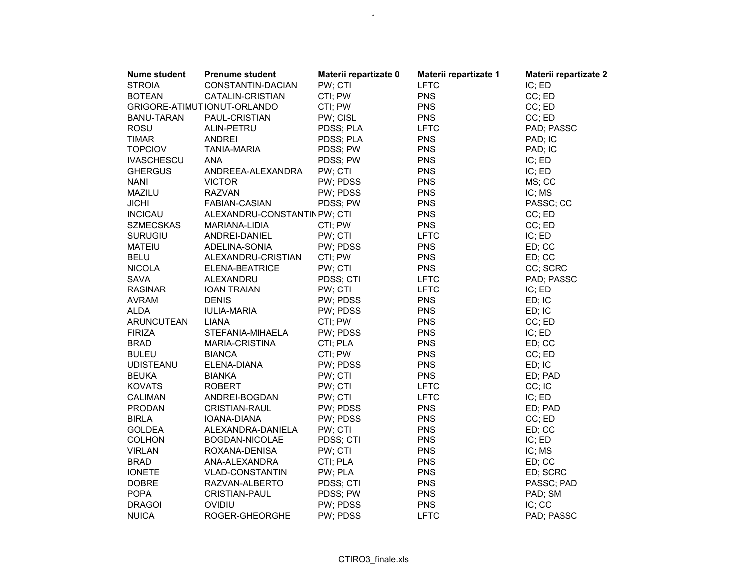| Nume student | Prenume student | Materii repartizate 0 | Materii repartizate 1 | Materii repartizate 2 |
| --- | --- | --- | --- | --- |
| STROIA | CONSTANTIN-DACIAN | PW; CTI | LFTC | IC; ED |
| BOTEAN | CATALIN-CRISTIAN | CTI; PW | PNS | CC; ED |
| GRIGORE-ATIMUT | IONUT-ORLANDO | CTI; PW | PNS | CC; ED |
| BANU-TARAN | PAUL-CRISTIAN | PW; CISL | PNS | CC; ED |
| ROSU | ALIN-PETRU | PDSS; PLA | LFTC | PAD; PASSC |
| TIMAR | ANDREI | PDSS; PLA | PNS | PAD; IC |
| TOPCIOV | TANIA-MARIA | PDSS; PW | PNS | PAD; IC |
| IVASCHESCU | ANA | PDSS; PW | PNS | IC; ED |
| GHERGUS | ANDREEA-ALEXANDRA | PW; CTI | PNS | IC; ED |
| NANI | VICTOR | PW; PDSS | PNS | MS; CC |
| MAZILU | RAZVAN | PW; PDSS | PNS | IC; MS |
| JICHI | FABIAN-CASIAN | PDSS; PW | PNS | PASSC; CC |
| INCICAU | ALEXANDRU-CONSTANTIN | PW; CTI | PNS | CC; ED |
| SZMECSKAS | MARIANA-LIDIA | CTI; PW | PNS | CC; ED |
| SURUGIU | ANDREI-DANIEL | PW; CTI | LFTC | IC; ED |
| MATEIU | ADELINA-SONIA | PW; PDSS | PNS | ED; CC |
| BELU | ALEXANDRU-CRISTIAN | CTI; PW | PNS | ED; CC |
| NICOLA | ELENA-BEATRICE | PW; CTI | PNS | CC; SCRC |
| SAVA | ALEXANDRU | PDSS; CTI | LFTC | PAD; PASSC |
| RASINAR | IOAN TRAIAN | PW; CTI | LFTC | IC; ED |
| AVRAM | DENIS | PW; PDSS | PNS | ED; IC |
| ALDA | IULIA-MARIA | PW; PDSS | PNS | ED; IC |
| ARUNCUTEAN | LIANA | CTI; PW | PNS | CC; ED |
| FIRIZA | STEFANIA-MIHAELA | PW; PDSS | PNS | IC; ED |
| BRAD | MARIA-CRISTINA | CTI; PLA | PNS | ED; CC |
| BULEU | BIANCA | CTI; PW | PNS | CC; ED |
| UDISTEANU | ELENA-DIANA | PW; PDSS | PNS | ED; IC |
| BEUKA | BIANKA | PW; CTI | PNS | ED; PAD |
| KOVATS | ROBERT | PW; CTI | LFTC | CC; IC |
| CALIMAN | ANDREI-BOGDAN | PW; CTI | LFTC | IC; ED |
| PRODAN | CRISTIAN-RAUL | PW; PDSS | PNS | ED; PAD |
| BIRLA | IOANA-DIANA | PW; PDSS | PNS | CC; ED |
| GOLDEA | ALEXANDRA-DANIELA | PW; CTI | PNS | ED; CC |
| COLHON | BOGDAN-NICOLAE | PDSS; CTI | PNS | IC; ED |
| VIRLAN | ROXANA-DENISA | PW; CTI | PNS | IC; MS |
| BRAD | ANA-ALEXANDRA | CTI; PLA | PNS | ED; CC |
| IONETE | VLAD-CONSTANTIN | PW; PLA | PNS | ED; SCRC |
| DOBRE | RAZVAN-ALBERTO | PDSS; CTI | PNS | PASSC; PAD |
| POPA | CRISTIAN-PAUL | PDSS; PW | PNS | PAD; SM |
| DRAGOI | OVIDIU | PW; PDSS | PNS | IC; CC |
| NUICA | ROGER-GHEORGHE | PW; PDSS | LFTC | PAD; PASSC |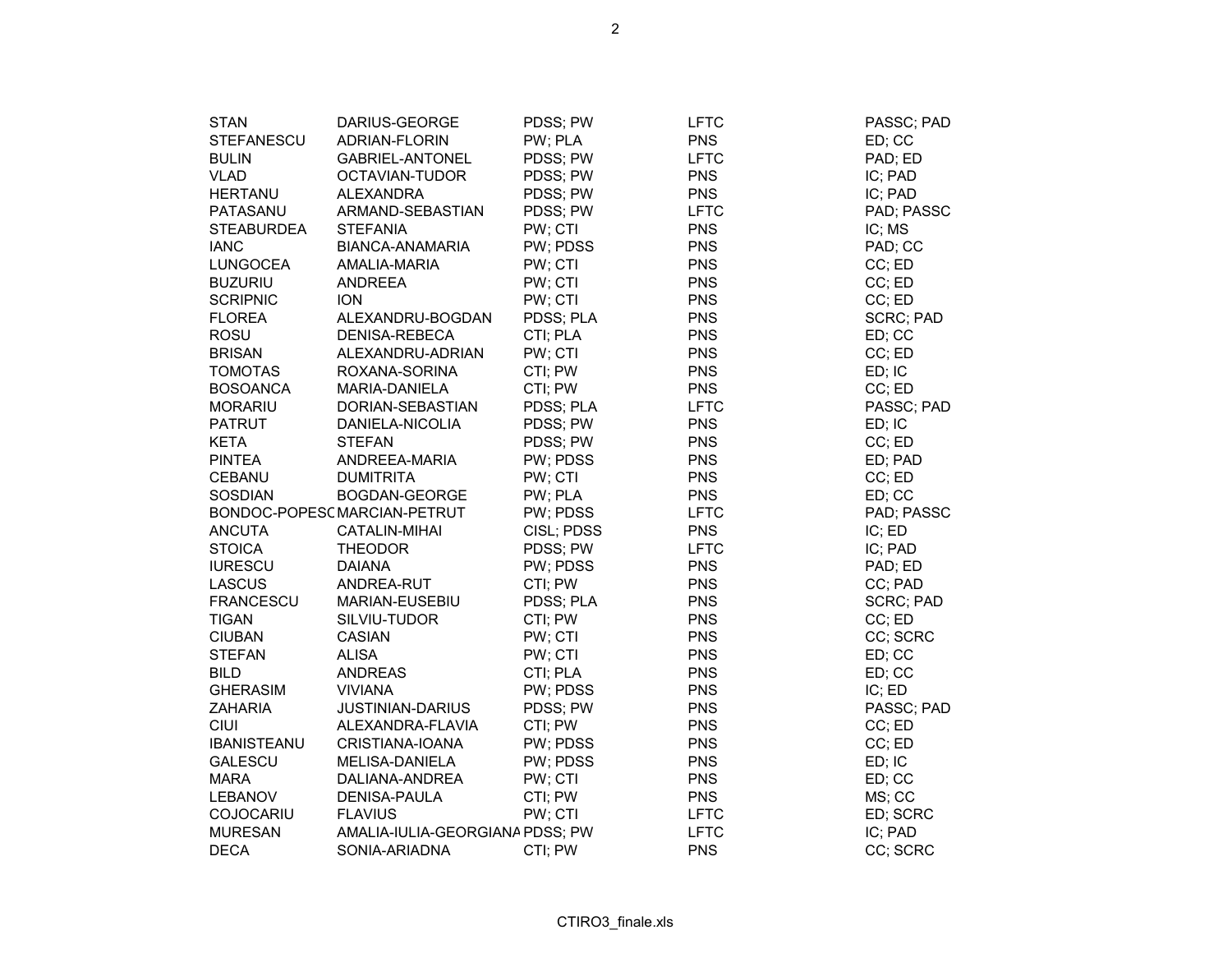| | | | | |
|---|---|---|---|---|
| STAN | DARIUS-GEORGE | PDSS; PW | LFTC | PASSC; PAD |
| STEFANESCU | ADRIAN-FLORIN | PW; PLA | PNS | ED; CC |
| BULIN | GABRIEL-ANTONEL | PDSS; PW | LFTC | PAD; ED |
| VLAD | OCTAVIAN-TUDOR | PDSS; PW | PNS | IC; PAD |
| HERTANU | ALEXANDRA | PDSS; PW | PNS | IC; PAD |
| PATASANU | ARMAND-SEBASTIAN | PDSS; PW | LFTC | PAD; PASSC |
| STEABURDEA | STEFANIA | PW; CTI | PNS | IC; MS |
| IANC | BIANCA-ANAMARIA | PW; PDSS | PNS | PAD; CC |
| LUNGOCEA | AMALIA-MARIA | PW; CTI | PNS | CC; ED |
| BUZURIU | ANDREEA | PW; CTI | PNS | CC; ED |
| SCRIPNIC | ION | PW; CTI | PNS | CC; ED |
| FLOREA | ALEXANDRU-BOGDAN | PDSS; PLA | PNS | SCRC; PAD |
| ROSU | DENISA-REBECA | CTI; PLA | PNS | ED; CC |
| BRISAN | ALEXANDRU-ADRIAN | PW; CTI | PNS | CC; ED |
| TOMOTAS | ROXANA-SORINA | CTI; PW | PNS | ED; IC |
| BOSOANCA | MARIA-DANIELA | CTI; PW | PNS | CC; ED |
| MORARIU | DORIAN-SEBASTIAN | PDSS; PLA | LFTC | PASSC; PAD |
| PATRUT | DANIELA-NICOLIA | PDSS; PW | PNS | ED; IC |
| KETA | STEFAN | PDSS; PW | PNS | CC; ED |
| PINTEA | ANDREEA-MARIA | PW; PDSS | PNS | ED; PAD |
| CEBANU | DUMITRITA | PW; CTI | PNS | CC; ED |
| SOSDIAN | BOGDAN-GEORGE | PW; PLA | PNS | ED; CC |
| BONDOC-POPESC | MARCIAN-PETRUT | PW; PDSS | LFTC | PAD; PASSC |
| ANCUTA | CATALIN-MIHAI | CISL; PDSS | PNS | IC; ED |
| STOICA | THEODOR | PDSS; PW | LFTC | IC; PAD |
| IURESCU | DAIANA | PW; PDSS | PNS | PAD; ED |
| LASCUS | ANDREA-RUT | CTI; PW | PNS | CC; PAD |
| FRANCESCU | MARIAN-EUSEBIU | PDSS; PLA | PNS | SCRC; PAD |
| TIGAN | SILVIU-TUDOR | CTI; PW | PNS | CC; ED |
| CIUBAN | CASIAN | PW; CTI | PNS | CC; SCRC |
| STEFAN | ALISA | PW; CTI | PNS | ED; CC |
| BILD | ANDREAS | CTI; PLA | PNS | ED; CC |
| GHERASIM | VIVIANA | PW; PDSS | PNS | IC; ED |
| ZAHARIA | JUSTINIAN-DARIUS | PDSS; PW | PNS | PASSC; PAD |
| CIUI | ALEXANDRA-FLAVIA | CTI; PW | PNS | CC; ED |
| IBANISTEANU | CRISTIANA-IOANA | PW; PDSS | PNS | CC; ED |
| GALESCU | MELISA-DANIELA | PW; PDSS | PNS | ED; IC |
| MARA | DALIANA-ANDREA | PW; CTI | PNS | ED; CC |
| LEBANOV | DENISA-PAULA | CTI; PW | PNS | MS; CC |
| COJOCARIU | FLAVIUS | PW; CTI | LFTC | ED; SCRC |
| MURESAN | AMALIA-IULIA-GEORGIANA | PDSS; PW | LFTC | IC; PAD |
| DECA | SONIA-ARIADNA | CTI; PW | PNS | CC; SCRC |

CTIRO3_finale.xls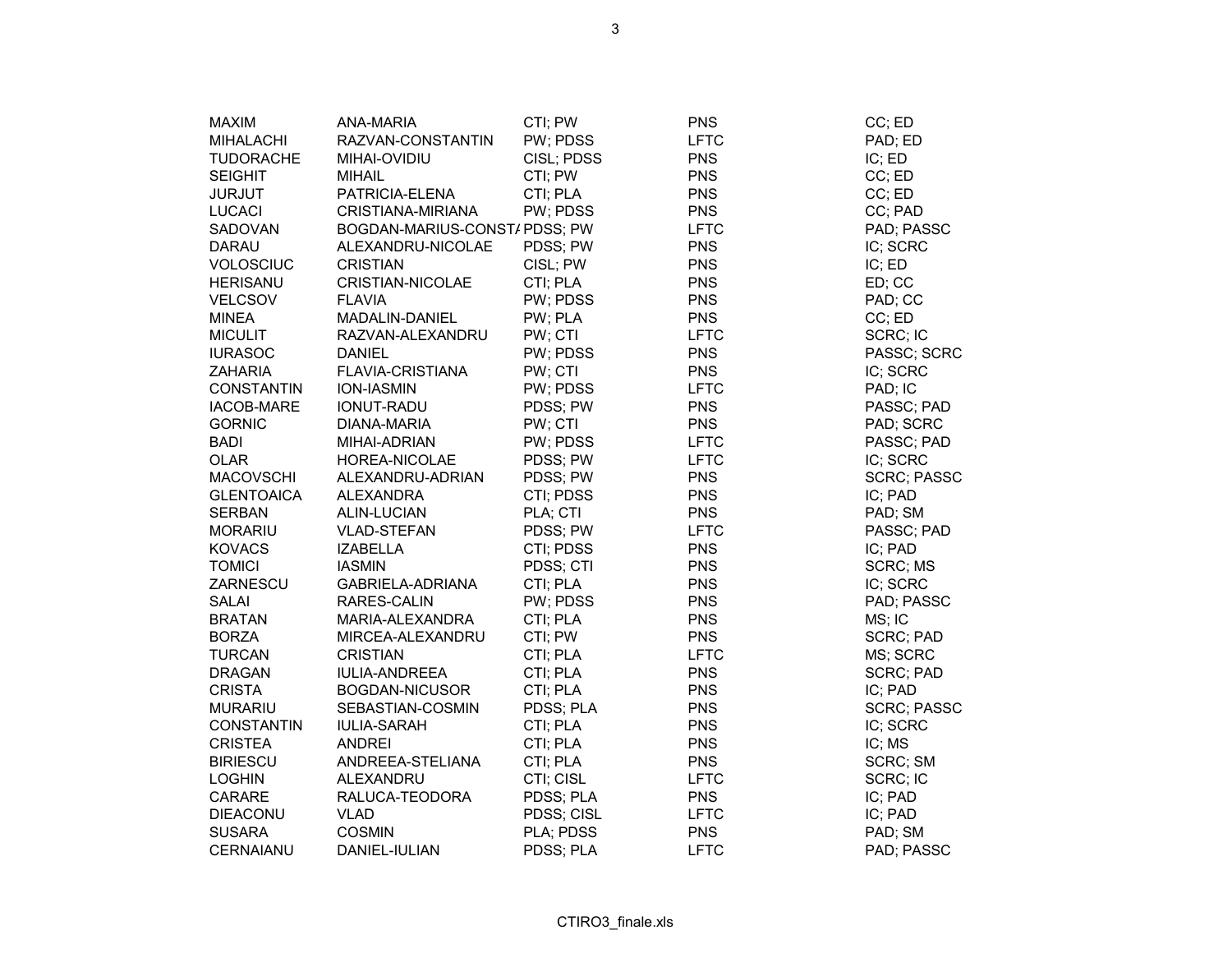| MAXIM | ANA-MARIA | CTI; PW | PNS | CC; ED |
|---|---|---|---|---|
| MIHALACHI | RAZVAN-CONSTANTIN | PW; PDSS | LFTC | PAD; ED |
| TUDORACHE | MIHAI-OVIDIU | CISL; PDSS | PNS | IC; ED |
| SEIGHIT | MIHAIL | CTI; PW | PNS | CC; ED |
| JURJUT | PATRICIA-ELENA | CTI; PLA | PNS | CC; ED |
| LUCACI | CRISTIANA-MIRIANA | PW; PDSS | PNS | CC; PAD |
| SADOVAN | BOGDAN-MARIUS-CONST/ | PDSS; PW | LFTC | PAD; PASSC |
| DARAU | ALEXANDRU-NICOLAE | PDSS; PW | PNS | IC; SCRC |
| VOLOSCIUC | CRISTIAN | CISL; PW | PNS | IC; ED |
| HERISANU | CRISTIAN-NICOLAE | CTI; PLA | PNS | ED; CC |
| VELCSOV | FLAVIA | PW; PDSS | PNS | PAD; CC |
| MINEA | MADALIN-DANIEL | PW; PLA | PNS | CC; ED |
| MICULIT | RAZVAN-ALEXANDRU | PW; CTI | LFTC | SCRC; IC |
| IURASOC | DANIEL | PW; PDSS | PNS | PASSC; SCRC |
| ZAHARIA | FLAVIA-CRISTIANA | PW; CTI | PNS | IC; SCRC |
| CONSTANTIN | ION-IASMIN | PW; PDSS | LFTC | PAD; IC |
| IACOB-MARE | IONUT-RADU | PDSS; PW | PNS | PASSC; PAD |
| GORNIC | DIANA-MARIA | PW; CTI | PNS | PAD; SCRC |
| BADI | MIHAI-ADRIAN | PW; PDSS | LFTC | PASSC; PAD |
| OLAR | HOREA-NICOLAE | PDSS; PW | LFTC | IC; SCRC |
| MACOVSCHI | ALEXANDRU-ADRIAN | PDSS; PW | PNS | SCRC; PASSC |
| GLENTOAICA | ALEXANDRA | CTI; PDSS | PNS | IC; PAD |
| SERBAN | ALIN-LUCIAN | PLA; CTI | PNS | PAD; SM |
| MORARIU | VLAD-STEFAN | PDSS; PW | LFTC | PASSC; PAD |
| KOVACS | IZABELLA | CTI; PDSS | PNS | IC; PAD |
| TOMICI | IASMIN | PDSS; CTI | PNS | SCRC; MS |
| ZARNESCU | GABRIELA-ADRIANA | CTI; PLA | PNS | IC; SCRC |
| SALAI | RARES-CALIN | PW; PDSS | PNS | PAD; PASSC |
| BRATAN | MARIA-ALEXANDRA | CTI; PLA | PNS | MS; IC |
| BORZA | MIRCEA-ALEXANDRU | CTI; PW | PNS | SCRC; PAD |
| TURCAN | CRISTIAN | CTI; PLA | LFTC | MS; SCRC |
| DRAGAN | IULIA-ANDREEA | CTI; PLA | PNS | SCRC; PAD |
| CRISTA | BOGDAN-NICUSOR | CTI; PLA | PNS | IC; PAD |
| MURARIU | SEBASTIAN-COSMIN | PDSS; PLA | PNS | SCRC; PASSC |
| CONSTANTIN | IULIA-SARAH | CTI; PLA | PNS | IC; SCRC |
| CRISTEA | ANDREI | CTI; PLA | PNS | IC; MS |
| BIRIESCU | ANDREEA-STELIANA | CTI; PLA | PNS | SCRC; SM |
| LOGHIN | ALEXANDRU | CTI; CISL | LFTC | SCRC; IC |
| CARARE | RALUCA-TEODORA | PDSS; PLA | PNS | IC; PAD |
| DIEACONU | VLAD | PDSS; CISL | LFTC | IC; PAD |
| SUSARA | COSMIN | PLA; PDSS | PNS | PAD; SM |
| CERNAIANU | DANIEL-IULIAN | PDSS; PLA | LFTC | PAD; PASSC |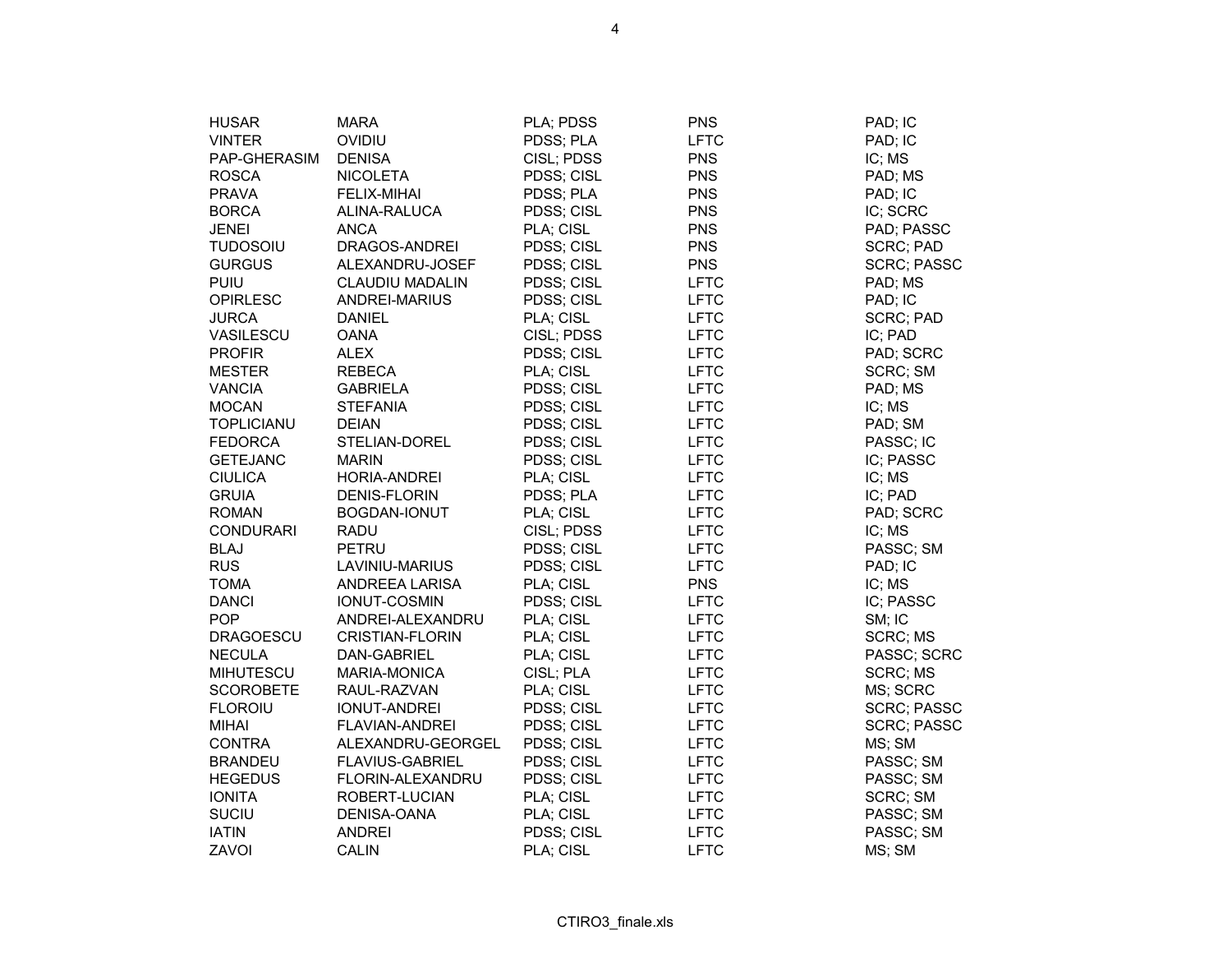| | | | | |
|---|---|---|---|---|
| HUSAR | MARA | PLA; PDSS | PNS | PAD; IC |
| VINTER | OVIDIU | PDSS; PLA | LFTC | PAD; IC |
| PAP-GHERASIM | DENISA | CISL; PDSS | PNS | IC; MS |
| ROSCA | NICOLETA | PDSS; CISL | PNS | PAD; MS |
| PRAVA | FELIX-MIHAI | PDSS; PLA | PNS | PAD; IC |
| BORCA | ALINA-RALUCA | PDSS; CISL | PNS | IC; SCRC |
| JENEI | ANCA | PLA; CISL | PNS | PAD; PASSC |
| TUDOSOIU | DRAGOS-ANDREI | PDSS; CISL | PNS | SCRC; PAD |
| GURGUS | ALEXANDRU-JOSEF | PDSS; CISL | PNS | SCRC; PASSC |
| PUIU | CLAUDIU MADALIN | PDSS; CISL | LFTC | PAD; MS |
| OPIRLESC | ANDREI-MARIUS | PDSS; CISL | LFTC | PAD; IC |
| JURCA | DANIEL | PLA; CISL | LFTC | SCRC; PAD |
| VASILESCU | OANA | CISL; PDSS | LFTC | IC; PAD |
| PROFIR | ALEX | PDSS; CISL | LFTC | PAD; SCRC |
| MESTER | REBECA | PLA; CISL | LFTC | SCRC; SM |
| VANCIA | GABRIELA | PDSS; CISL | LFTC | PAD; MS |
| MOCAN | STEFANIA | PDSS; CISL | LFTC | IC; MS |
| TOPLICIANU | DEIAN | PDSS; CISL | LFTC | PAD; SM |
| FEDORCA | STELIAN-DOREL | PDSS; CISL | LFTC | PASSC; IC |
| GETEJANC | MARIN | PDSS; CISL | LFTC | IC; PASSC |
| CIULICA | HORIA-ANDREI | PLA; CISL | LFTC | IC; MS |
| GRUIA | DENIS-FLORIN | PDSS; PLA | LFTC | IC; PAD |
| ROMAN | BOGDAN-IONUT | PLA; CISL | LFTC | PAD; SCRC |
| CONDURARI | RADU | CISL; PDSS | LFTC | IC; MS |
| BLAJ | PETRU | PDSS; CISL | LFTC | PASSC; SM |
| RUS | LAVINIU-MARIUS | PDSS; CISL | LFTC | PAD; IC |
| TOMA | ANDREEA LARISA | PLA; CISL | PNS | IC; MS |
| DANCI | IONUT-COSMIN | PDSS; CISL | LFTC | IC; PASSC |
| POP | ANDREI-ALEXANDRU | PLA; CISL | LFTC | SM; IC |
| DRAGOESCU | CRISTIAN-FLORIN | PLA; CISL | LFTC | SCRC; MS |
| NECULA | DAN-GABRIEL | PLA; CISL | LFTC | PASSC; SCRC |
| MIHUTESCU | MARIA-MONICA | CISL; PLA | LFTC | SCRC; MS |
| SCOROBETE | RAUL-RAZVAN | PLA; CISL | LFTC | MS; SCRC |
| FLOROIU | IONUT-ANDREI | PDSS; CISL | LFTC | SCRC; PASSC |
| MIHAI | FLAVIAN-ANDREI | PDSS; CISL | LFTC | SCRC; PASSC |
| CONTRA | ALEXANDRU-GEORGEL | PDSS; CISL | LFTC | MS; SM |
| BRANDEU | FLAVIUS-GABRIEL | PDSS; CISL | LFTC | PASSC; SM |
| HEGEDUS | FLORIN-ALEXANDRU | PDSS; CISL | LFTC | PASSC; SM |
| IONITA | ROBERT-LUCIAN | PLA; CISL | LFTC | SCRC; SM |
| SUCIU | DENISA-OANA | PLA; CISL | LFTC | PASSC; SM |
| IATIN | ANDREI | PDSS; CISL | LFTC | PASSC; SM |
| ZAVOI | CALIN | PLA; CISL | LFTC | MS; SM |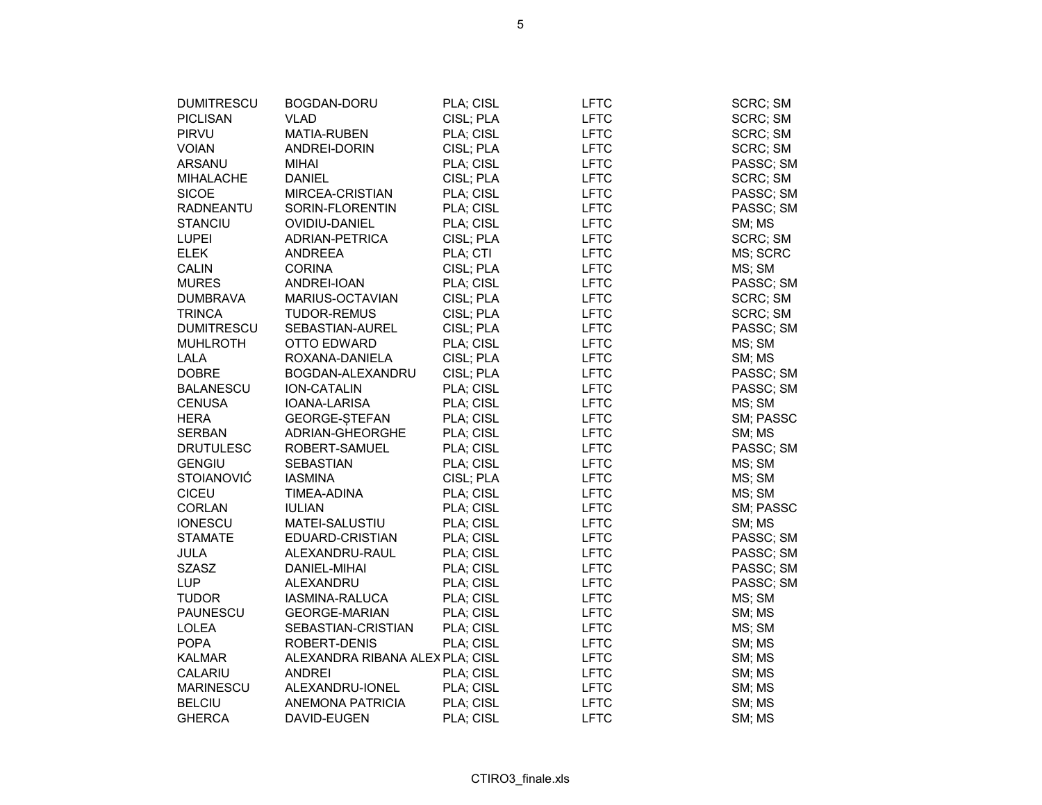| | | | | |
|---|---|---|---|---|
| DUMITRESCU | BOGDAN-DORU | PLA; CISL | LFTC | SCRC; SM |
| PICLISAN | VLAD | CISL; PLA | LFTC | SCRC; SM |
| PIRVU | MATIA-RUBEN | PLA; CISL | LFTC | SCRC; SM |
| VOIAN | ANDREI-DORIN | CISL; PLA | LFTC | SCRC; SM |
| ARSANU | MIHAI | PLA; CISL | LFTC | PASSC; SM |
| MIHALACHE | DANIEL | CISL; PLA | LFTC | SCRC; SM |
| SICOE | MIRCEA-CRISTIAN | PLA; CISL | LFTC | PASSC; SM |
| RADNEANTU | SORIN-FLORENTIN | PLA; CISL | LFTC | PASSC; SM |
| STANCIU | OVIDIU-DANIEL | PLA; CISL | LFTC | SM; MS |
| LUPEI | ADRIAN-PETRICA | CISL; PLA | LFTC | SCRC; SM |
| ELEK | ANDREEA | PLA; CTI | LFTC | MS; SCRC |
| CALIN | CORINA | CISL; PLA | LFTC | MS; SM |
| MURES | ANDREI-IOAN | PLA; CISL | LFTC | PASSC; SM |
| DUMBRAVA | MARIUS-OCTAVIAN | CISL; PLA | LFTC | SCRC; SM |
| TRINCA | TUDOR-REMUS | CISL; PLA | LFTC | SCRC; SM |
| DUMITRESCU | SEBASTIAN-AUREL | CISL; PLA | LFTC | PASSC; SM |
| MUHLROTH | OTTO EDWARD | PLA; CISL | LFTC | MS; SM |
| LALA | ROXANA-DANIELA | CISL; PLA | LFTC | SM; MS |
| DOBRE | BOGDAN-ALEXANDRU | CISL; PLA | LFTC | PASSC; SM |
| BALANESCU | ION-CATALIN | PLA; CISL | LFTC | PASSC; SM |
| CENUSA | IOANA-LARISA | PLA; CISL | LFTC | MS; SM |
| HERA | GEORGE-ȘTEFAN | PLA; CISL | LFTC | SM; PASSC |
| SERBAN | ADRIAN-GHEORGHE | PLA; CISL | LFTC | SM; MS |
| DRUTULESC | ROBERT-SAMUEL | PLA; CISL | LFTC | PASSC; SM |
| GENGIU | SEBASTIAN | PLA; CISL | LFTC | MS; SM |
| STOIANOVIĆ | IASMINA | CISL; PLA | LFTC | MS; SM |
| CICEU | TIMEA-ADINA | PLA; CISL | LFTC | MS; SM |
| CORLAN | IULIAN | PLA; CISL | LFTC | SM; PASSC |
| IONESCU | MATEI-SALUSTIU | PLA; CISL | LFTC | SM; MS |
| STAMATE | EDUARD-CRISTIAN | PLA; CISL | LFTC | PASSC; SM |
| JULA | ALEXANDRU-RAUL | PLA; CISL | LFTC | PASSC; SM |
| SZASZ | DANIEL-MIHAI | PLA; CISL | LFTC | PASSC; SM |
| LUP | ALEXANDRU | PLA; CISL | LFTC | PASSC; SM |
| TUDOR | IASMINA-RALUCA | PLA; CISL | LFTC | MS; SM |
| PAUNESCU | GEORGE-MARIAN | PLA; CISL | LFTC | SM; MS |
| LOLEA | SEBASTIAN-CRISTIAN | PLA; CISL | LFTC | MS; SM |
| POPA | ROBERT-DENIS | PLA; CISL | LFTC | SM; MS |
| KALMAR | ALEXANDRA RIBANA ALEX | PLA; CISL | LFTC | SM; MS |
| CALARIU | ANDREI | PLA; CISL | LFTC | SM; MS |
| MARINESCU | ALEXANDRU-IONEL | PLA; CISL | LFTC | SM; MS |
| BELCIU | ANEMONA PATRICIA | PLA; CISL | LFTC | SM; MS |
| GHERCA | DAVID-EUGEN | PLA; CISL | LFTC | SM; MS |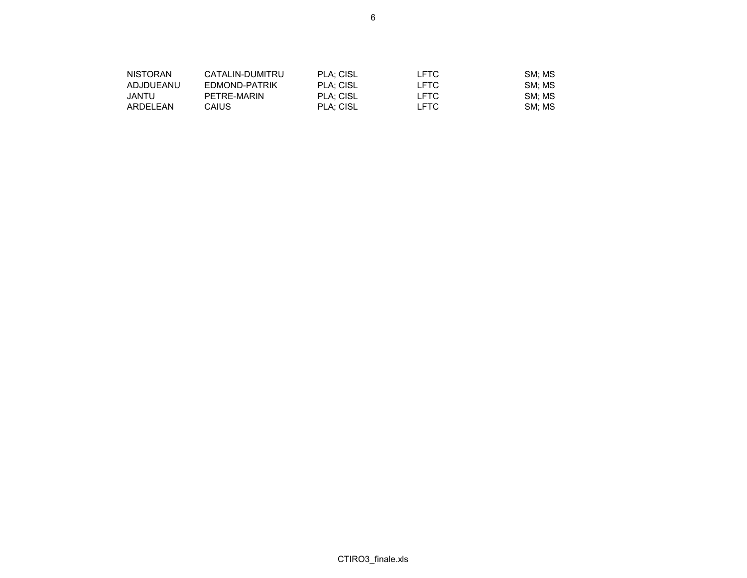| | | | | |
|---|---|---|---|---|
| NISTORAN | CATALIN-DUMITRU | PLA; CISL | LFTC | SM; MS |
| ADJDUEANU | EDMOND-PATRIK | PLA; CISL | LFTC | SM; MS |
| JANTU | PETRE-MARIN | PLA; CISL | LFTC | SM; MS |
| ARDELEAN | CAIUS | PLA; CISL | LFTC | SM; MS |